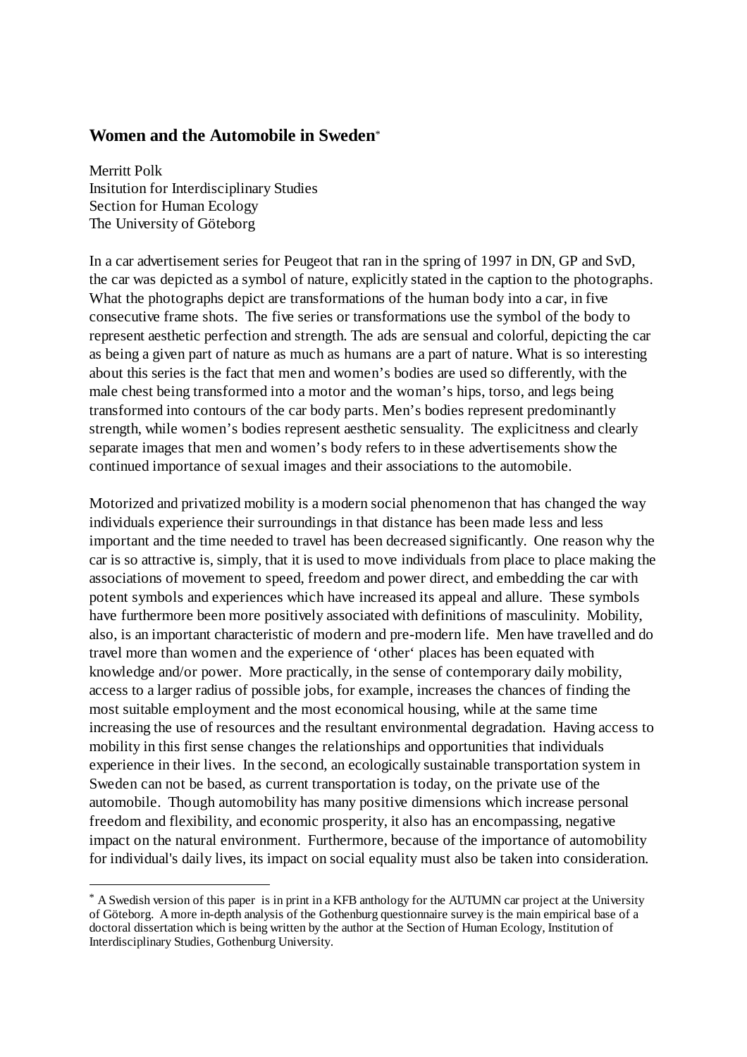## Women and the Automobile in Sweden*

Merritt Polk
Insitution for Interdisciplinary Studies
Section for Human Ecology
The University of Göteborg

In a car advertisement series for Peugeot that ran in the spring of 1997 in DN, GP and SvD, the car was depicted as a symbol of nature, explicitly stated in the caption to the photographs. What the photographs depict are transformations of the human body into a car, in five consecutive frame shots. The five series or transformations use the symbol of the body to represent aesthetic perfection and strength. The ads are sensual and colorful, depicting the car as being a given part of nature as much as humans are a part of nature. What is so interesting about this series is the fact that men and women's bodies are used so differently, with the male chest being transformed into a motor and the woman's hips, torso, and legs being transformed into contours of the car body parts. Men's bodies represent predominantly strength, while women's bodies represent aesthetic sensuality. The explicitness and clearly separate images that men and women's body refers to in these advertisements show the continued importance of sexual images and their associations to the automobile.

Motorized and privatized mobility is a modern social phenomenon that has changed the way individuals experience their surroundings in that distance has been made less and less important and the time needed to travel has been decreased significantly. One reason why the car is so attractive is, simply, that it is used to move individuals from place to place making the associations of movement to speed, freedom and power direct, and embedding the car with potent symbols and experiences which have increased its appeal and allure. These symbols have furthermore been more positively associated with definitions of masculinity. Mobility, also, is an important characteristic of modern and pre-modern life. Men have travelled and do travel more than women and the experience of 'other' places has been equated with knowledge and/or power. More practically, in the sense of contemporary daily mobility, access to a larger radius of possible jobs, for example, increases the chances of finding the most suitable employment and the most economical housing, while at the same time increasing the use of resources and the resultant environmental degradation. Having access to mobility in this first sense changes the relationships and opportunities that individuals experience in their lives. In the second, an ecologically sustainable transportation system in Sweden can not be based, as current transportation is today, on the private use of the automobile. Though automobility has many positive dimensions which increase personal freedom and flexibility, and economic prosperity, it also has an encompassing, negative impact on the natural environment. Furthermore, because of the importance of automobility for individual's daily lives, its impact on social equality must also be taken into consideration.

---

* A Swedish version of this paper is in print in a KFB anthology for the AUTUMN car project at the University of Göteborg. A more in-depth analysis of the Gothenburg questionnaire survey is the main empirical base of a doctoral dissertation which is being written by the author at the Section of Human Ecology, Institution of Interdisciplinary Studies, Gothenburg University.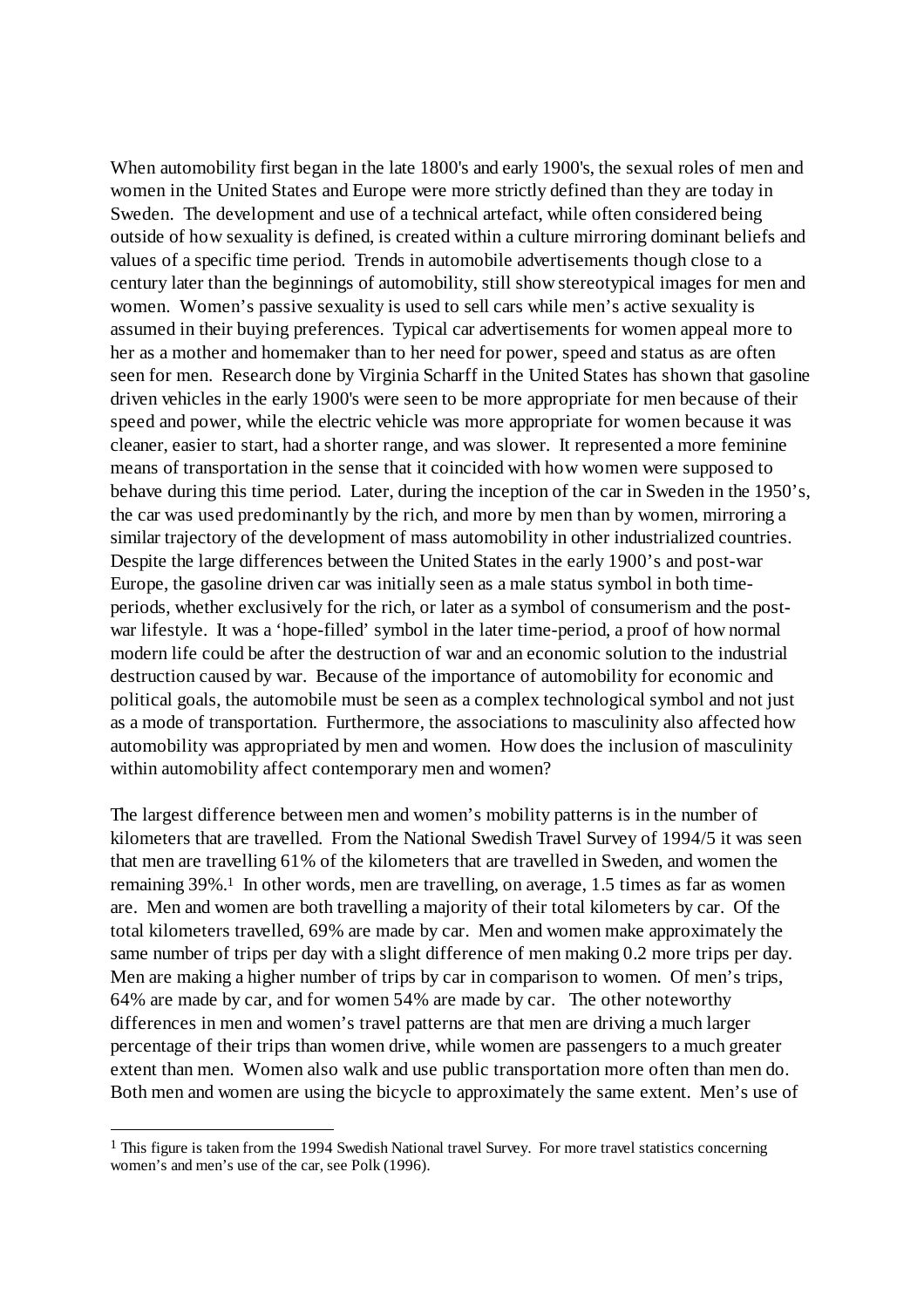When automobility first began in the late 1800's and early 1900's, the sexual roles of men and women in the United States and Europe were more strictly defined than they are today in Sweden. The development and use of a technical artefact, while often considered being outside of how sexuality is defined, is created within a culture mirroring dominant beliefs and values of a specific time period. Trends in automobile advertisements though close to a century later than the beginnings of automobility, still show stereotypical images for men and women. Women's passive sexuality is used to sell cars while men's active sexuality is assumed in their buying preferences. Typical car advertisements for women appeal more to her as a mother and homemaker than to her need for power, speed and status as are often seen for men. Research done by Virginia Scharff in the United States has shown that gasoline driven vehicles in the early 1900's were seen to be more appropriate for men because of their speed and power, while the electric vehicle was more appropriate for women because it was cleaner, easier to start, had a shorter range, and was slower. It represented a more feminine means of transportation in the sense that it coincided with how women were supposed to behave during this time period. Later, during the inception of the car in Sweden in the 1950's, the car was used predominantly by the rich, and more by men than by women, mirroring a similar trajectory of the development of mass automobility in other industrialized countries. Despite the large differences between the United States in the early 1900's and post-war Europe, the gasoline driven car was initially seen as a male status symbol in both time-periods, whether exclusively for the rich, or later as a symbol of consumerism and the post-war lifestyle. It was a 'hope-filled' symbol in the later time-period, a proof of how normal modern life could be after the destruction of war and an economic solution to the industrial destruction caused by war. Because of the importance of automobility for economic and political goals, the automobile must be seen as a complex technological symbol and not just as a mode of transportation. Furthermore, the associations to masculinity also affected how automobility was appropriated by men and women. How does the inclusion of masculinity within automobility affect contemporary men and women?

The largest difference between men and women's mobility patterns is in the number of kilometers that are travelled. From the National Swedish Travel Survey of 1994/5 it was seen that men are travelling 61% of the kilometers that are travelled in Sweden, and women the remaining 39%.[1] In other words, men are travelling, on average, 1.5 times as far as women are. Men and women are both travelling a majority of their total kilometers by car. Of the total kilometers travelled, 69% are made by car. Men and women make approximately the same number of trips per day with a slight difference of men making 0.2 more trips per day. Men are making a higher number of trips by car in comparison to women. Of men's trips, 64% are made by car, and for women 54% are made by car. The other noteworthy differences in men and women's travel patterns are that men are driving a much larger percentage of their trips than women drive, while women are passengers to a much greater extent than men. Women also walk and use public transportation more often than men do. Both men and women are using the bicycle to approximately the same extent. Men's use of

[1] This figure is taken from the 1994 Swedish National travel Survey. For more travel statistics concerning women's and men's use of the car, see Polk (1996).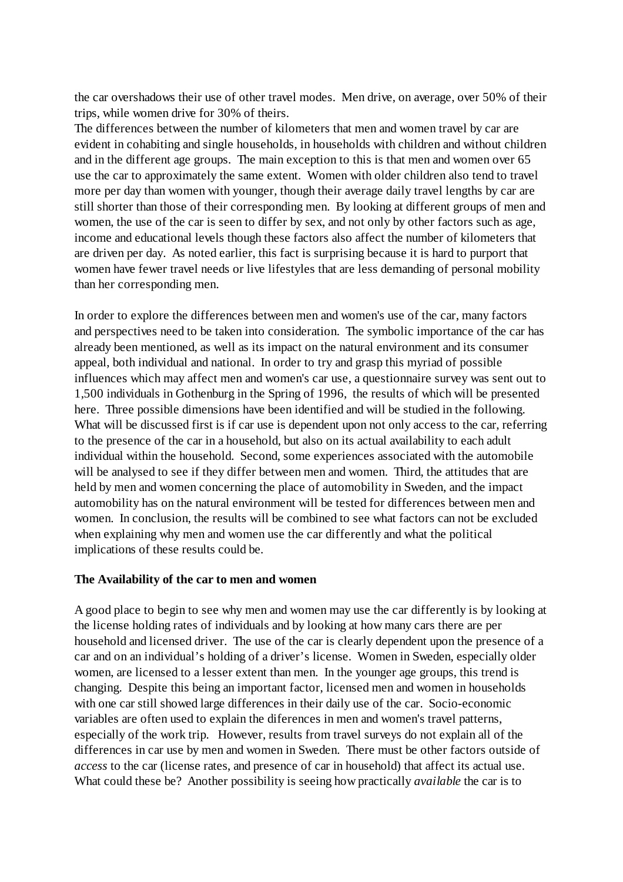the car overshadows their use of other travel modes. Men drive, on average, over 50% of their trips, while women drive for 30% of theirs.
The differences between the number of kilometers that men and women travel by car are evident in cohabiting and single households, in households with children and without children and in the different age groups. The main exception to this is that men and women over 65 use the car to approximately the same extent. Women with older children also tend to travel more per day than women with younger, though their average daily travel lengths by car are still shorter than those of their corresponding men. By looking at different groups of men and women, the use of the car is seen to differ by sex, and not only by other factors such as age, income and educational levels though these factors also affect the number of kilometers that are driven per day. As noted earlier, this fact is surprising because it is hard to purport that women have fewer travel needs or live lifestyles that are less demanding of personal mobility than her corresponding men.

In order to explore the differences between men and women's use of the car, many factors and perspectives need to be taken into consideration. The symbolic importance of the car has already been mentioned, as well as its impact on the natural environment and its consumer appeal, both individual and national. In order to try and grasp this myriad of possible influences which may affect men and women's car use, a questionnaire survey was sent out to 1,500 individuals in Gothenburg in the Spring of 1996, the results of which will be presented here. Three possible dimensions have been identified and will be studied in the following. What will be discussed first is if car use is dependent upon not only access to the car, referring to the presence of the car in a household, but also on its actual availability to each adult individual within the household. Second, some experiences associated with the automobile will be analysed to see if they differ between men and women. Third, the attitudes that are held by men and women concerning the place of automobility in Sweden, and the impact automobility has on the natural environment will be tested for differences between men and women. In conclusion, the results will be combined to see what factors can not be excluded when explaining why men and women use the car differently and what the political implications of these results could be.

**The Availability of the car to men and women**

A good place to begin to see why men and women may use the car differently is by looking at the license holding rates of individuals and by looking at how many cars there are per household and licensed driver. The use of the car is clearly dependent upon the presence of a car and on an individual's holding of a driver's license. Women in Sweden, especially older women, are licensed to a lesser extent than men. In the younger age groups, this trend is changing. Despite this being an important factor, licensed men and women in households with one car still showed large differences in their daily use of the car. Socio-economic variables are often used to explain the diferences in men and women's travel patterns, especially of the work trip. However, results from travel surveys do not explain all of the differences in car use by men and women in Sweden. There must be other factors outside of *access* to the car (license rates, and presence of car in household) that affect its actual use. What could these be? Another possibility is seeing how practically *available* the car is to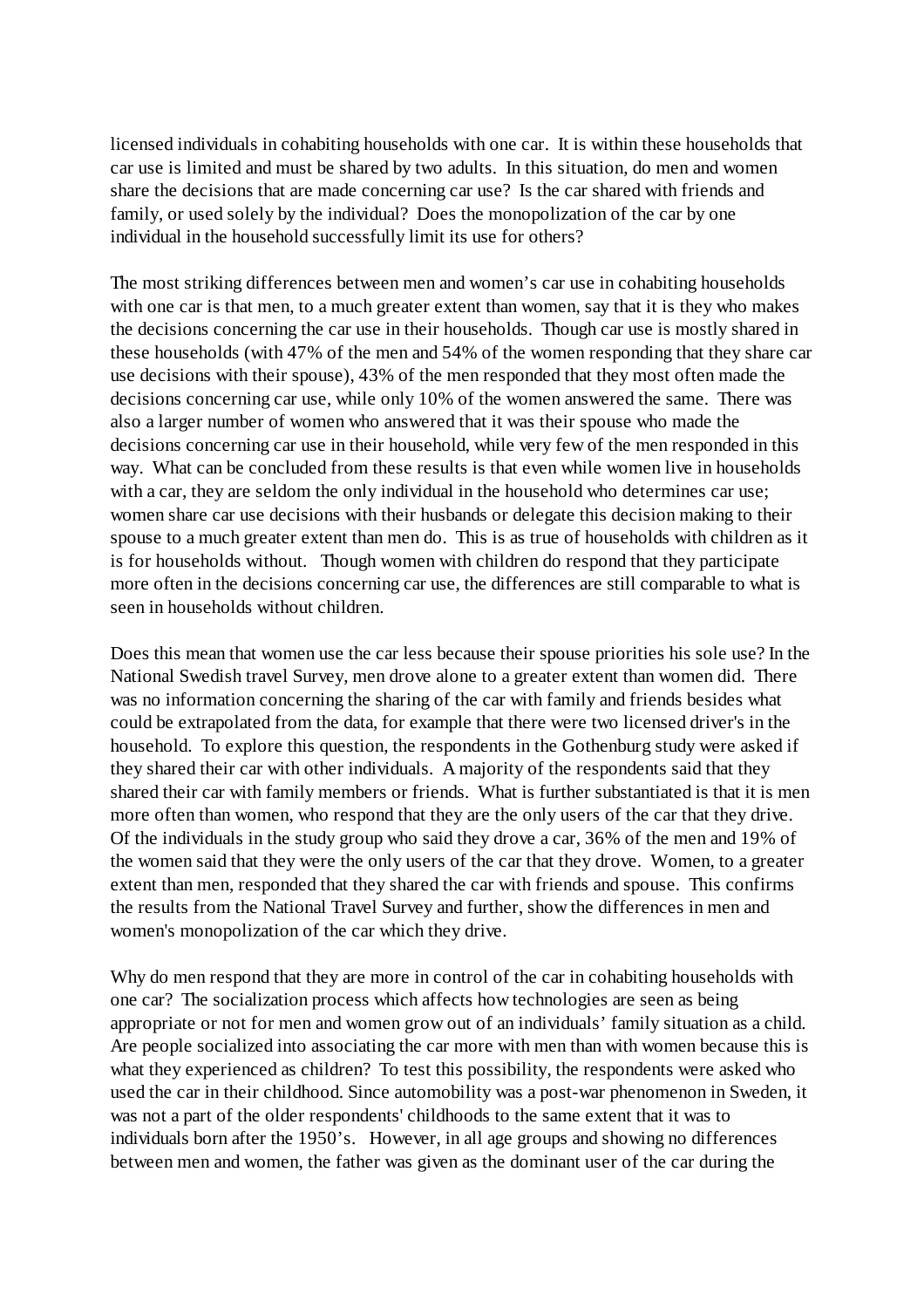licensed individuals in cohabiting households with one car. It is within these households that car use is limited and must be shared by two adults. In this situation, do men and women share the decisions that are made concerning car use? Is the car shared with friends and family, or used solely by the individual? Does the monopolization of the car by one individual in the household successfully limit its use for others?

The most striking differences between men and women's car use in cohabiting households with one car is that men, to a much greater extent than women, say that it is they who makes the decisions concerning the car use in their households. Though car use is mostly shared in these households (with 47% of the men and 54% of the women responding that they share car use decisions with their spouse), 43% of the men responded that they most often made the decisions concerning car use, while only 10% of the women answered the same. There was also a larger number of women who answered that it was their spouse who made the decisions concerning car use in their household, while very few of the men responded in this way. What can be concluded from these results is that even while women live in households with a car, they are seldom the only individual in the household who determines car use; women share car use decisions with their husbands or delegate this decision making to their spouse to a much greater extent than men do. This is as true of households with children as it is for households without. Though women with children do respond that they participate more often in the decisions concerning car use, the differences are still comparable to what is seen in households without children.

Does this mean that women use the car less because their spouse priorities his sole use? In the National Swedish travel Survey, men drove alone to a greater extent than women did. There was no information concerning the sharing of the car with family and friends besides what could be extrapolated from the data, for example that there were two licensed driver's in the household. To explore this question, the respondents in the Gothenburg study were asked if they shared their car with other individuals. A majority of the respondents said that they shared their car with family members or friends. What is further substantiated is that it is men more often than women, who respond that they are the only users of the car that they drive. Of the individuals in the study group who said they drove a car, 36% of the men and 19% of the women said that they were the only users of the car that they drove. Women, to a greater extent than men, responded that they shared the car with friends and spouse. This confirms the results from the National Travel Survey and further, show the differences in men and women's monopolization of the car which they drive.

Why do men respond that they are more in control of the car in cohabiting households with one car? The socialization process which affects how technologies are seen as being appropriate or not for men and women grow out of an individuals' family situation as a child. Are people socialized into associating the car more with men than with women because this is what they experienced as children? To test this possibility, the respondents were asked who used the car in their childhood. Since automobility was a post-war phenomenon in Sweden, it was not a part of the older respondents' childhoods to the same extent that it was to individuals born after the 1950's. However, in all age groups and showing no differences between men and women, the father was given as the dominant user of the car during the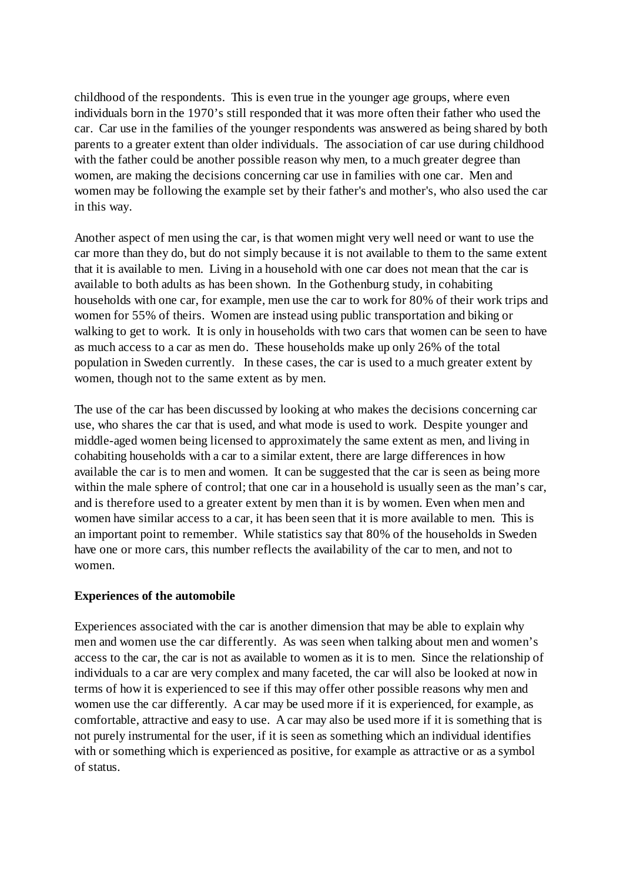childhood of the respondents. This is even true in the younger age groups, where even individuals born in the 1970's still responded that it was more often their father who used the car. Car use in the families of the younger respondents was answered as being shared by both parents to a greater extent than older individuals. The association of car use during childhood with the father could be another possible reason why men, to a much greater degree than women, are making the decisions concerning car use in families with one car. Men and women may be following the example set by their father's and mother's, who also used the car in this way.

Another aspect of men using the car, is that women might very well need or want to use the car more than they do, but do not simply because it is not available to them to the same extent that it is available to men. Living in a household with one car does not mean that the car is available to both adults as has been shown. In the Gothenburg study, in cohabiting households with one car, for example, men use the car to work for 80% of their work trips and women for 55% of theirs. Women are instead using public transportation and biking or walking to get to work. It is only in households with two cars that women can be seen to have as much access to a car as men do. These households make up only 26% of the total population in Sweden currently. In these cases, the car is used to a much greater extent by women, though not to the same extent as by men.

The use of the car has been discussed by looking at who makes the decisions concerning car use, who shares the car that is used, and what mode is used to work. Despite younger and middle-aged women being licensed to approximately the same extent as men, and living in cohabiting households with a car to a similar extent, there are large differences in how available the car is to men and women. It can be suggested that the car is seen as being more within the male sphere of control; that one car in a household is usually seen as the man's car, and is therefore used to a greater extent by men than it is by women. Even when men and women have similar access to a car, it has been seen that it is more available to men. This is an important point to remember. While statistics say that 80% of the households in Sweden have one or more cars, this number reflects the availability of the car to men, and not to women.

**Experiences of the automobile**

Experiences associated with the car is another dimension that may be able to explain why men and women use the car differently. As was seen when talking about men and women's access to the car, the car is not as available to women as it is to men. Since the relationship of individuals to a car are very complex and many faceted, the car will also be looked at now in terms of how it is experienced to see if this may offer other possible reasons why men and women use the car differently. A car may be used more if it is experienced, for example, as comfortable, attractive and easy to use. A car may also be used more if it is something that is not purely instrumental for the user, if it is seen as something which an individual identifies with or something which is experienced as positive, for example as attractive or as a symbol of status.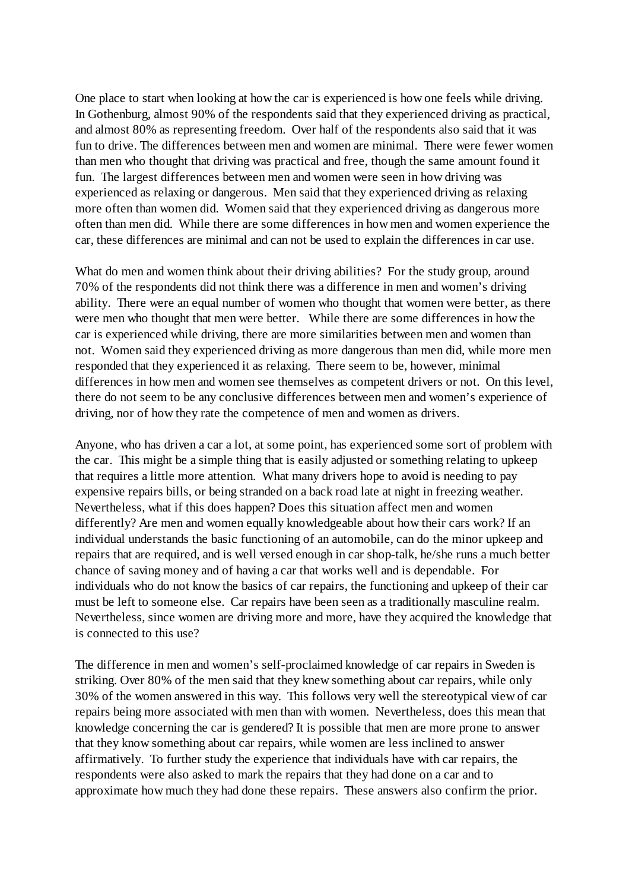One place to start when looking at how the car is experienced is how one feels while driving. In Gothenburg, almost 90% of the respondents said that they experienced driving as practical, and almost 80% as representing freedom. Over half of the respondents also said that it was fun to drive. The differences between men and women are minimal. There were fewer women than men who thought that driving was practical and free, though the same amount found it fun. The largest differences between men and women were seen in how driving was experienced as relaxing or dangerous. Men said that they experienced driving as relaxing more often than women did. Women said that they experienced driving as dangerous more often than men did. While there are some differences in how men and women experience the car, these differences are minimal and can not be used to explain the differences in car use.

What do men and women think about their driving abilities? For the study group, around 70% of the respondents did not think there was a difference in men and women's driving ability. There were an equal number of women who thought that women were better, as there were men who thought that men were better. While there are some differences in how the car is experienced while driving, there are more similarities between men and women than not. Women said they experienced driving as more dangerous than men did, while more men responded that they experienced it as relaxing. There seem to be, however, minimal differences in how men and women see themselves as competent drivers or not. On this level, there do not seem to be any conclusive differences between men and women's experience of driving, nor of how they rate the competence of men and women as drivers.

Anyone, who has driven a car a lot, at some point, has experienced some sort of problem with the car. This might be a simple thing that is easily adjusted or something relating to upkeep that requires a little more attention. What many drivers hope to avoid is needing to pay expensive repairs bills, or being stranded on a back road late at night in freezing weather. Nevertheless, what if this does happen? Does this situation affect men and women differently? Are men and women equally knowledgeable about how their cars work? If an individual understands the basic functioning of an automobile, can do the minor upkeep and repairs that are required, and is well versed enough in car shop-talk, he/she runs a much better chance of saving money and of having a car that works well and is dependable. For individuals who do not know the basics of car repairs, the functioning and upkeep of their car must be left to someone else. Car repairs have been seen as a traditionally masculine realm. Nevertheless, since women are driving more and more, have they acquired the knowledge that is connected to this use?

The difference in men and women's self-proclaimed knowledge of car repairs in Sweden is striking. Over 80% of the men said that they knew something about car repairs, while only 30% of the women answered in this way. This follows very well the stereotypical view of car repairs being more associated with men than with women. Nevertheless, does this mean that knowledge concerning the car is gendered? It is possible that men are more prone to answer that they know something about car repairs, while women are less inclined to answer affirmatively. To further study the experience that individuals have with car repairs, the respondents were also asked to mark the repairs that they had done on a car and to approximate how much they had done these repairs. These answers also confirm the prior.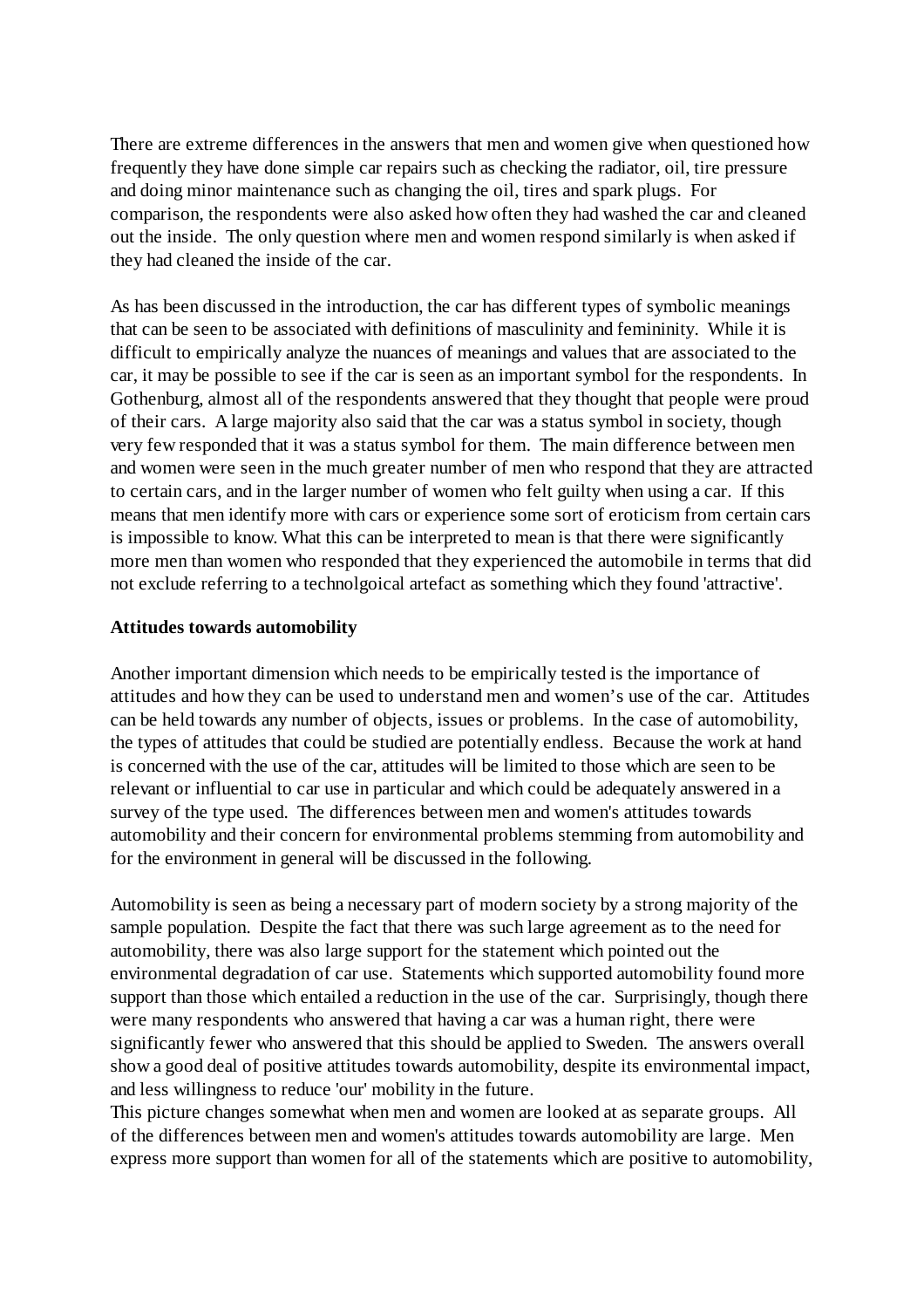There are extreme differences in the answers that men and women give when questioned how frequently they have done simple car repairs such as checking the radiator, oil, tire pressure and doing minor maintenance such as changing the oil, tires and spark plugs. For comparison, the respondents were also asked how often they had washed the car and cleaned out the inside. The only question where men and women respond similarly is when asked if they had cleaned the inside of the car.

As has been discussed in the introduction, the car has different types of symbolic meanings that can be seen to be associated with definitions of masculinity and femininity. While it is difficult to empirically analyze the nuances of meanings and values that are associated to the car, it may be possible to see if the car is seen as an important symbol for the respondents. In Gothenburg, almost all of the respondents answered that they thought that people were proud of their cars. A large majority also said that the car was a status symbol in society, though very few responded that it was a status symbol for them. The main difference between men and women were seen in the much greater number of men who respond that they are attracted to certain cars, and in the larger number of women who felt guilty when using a car. If this means that men identify more with cars or experience some sort of eroticism from certain cars is impossible to know. What this can be interpreted to mean is that there were significantly more men than women who responded that they experienced the automobile in terms that did not exclude referring to a technolgoical artefact as something which they found 'attractive'.

**Attitudes towards automobility**

Another important dimension which needs to be empirically tested is the importance of attitudes and how they can be used to understand men and women's use of the car. Attitudes can be held towards any number of objects, issues or problems. In the case of automobility, the types of attitudes that could be studied are potentially endless. Because the work at hand is concerned with the use of the car, attitudes will be limited to those which are seen to be relevant or influential to car use in particular and which could be adequately answered in a survey of the type used. The differences between men and women's attitudes towards automobility and their concern for environmental problems stemming from automobility and for the environment in general will be discussed in the following.

Automobility is seen as being a necessary part of modern society by a strong majority of the sample population. Despite the fact that there was such large agreement as to the need for automobility, there was also large support for the statement which pointed out the environmental degradation of car use. Statements which supported automobility found more support than those which entailed a reduction in the use of the car. Surprisingly, though there were many respondents who answered that having a car was a human right, there were significantly fewer who answered that this should be applied to Sweden. The answers overall show a good deal of positive attitudes towards automobility, despite its environmental impact, and less willingness to reduce 'our' mobility in the future.

This picture changes somewhat when men and women are looked at as separate groups. All of the differences between men and women's attitudes towards automobility are large. Men express more support than women for all of the statements which are positive to automobility,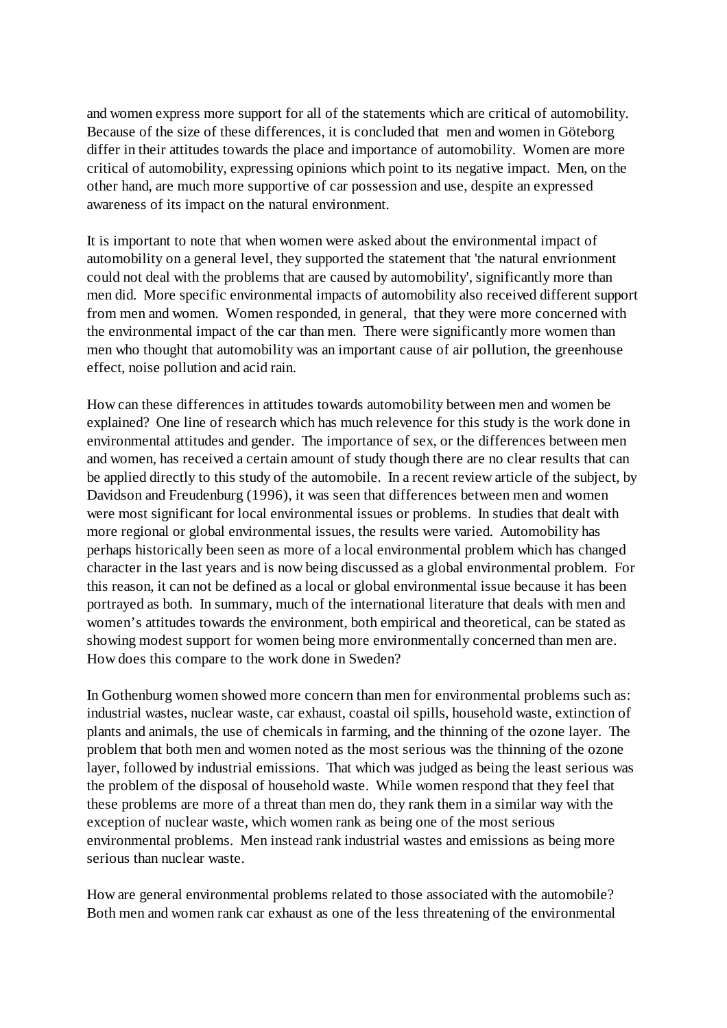and women express more support for all of the statements which are critical of automobility. Because of the size of these differences, it is concluded that men and women in Göteborg differ in their attitudes towards the place and importance of automobility. Women are more critical of automobility, expressing opinions which point to its negative impact. Men, on the other hand, are much more supportive of car possession and use, despite an expressed awareness of its impact on the natural environment.

It is important to note that when women were asked about the environmental impact of automobility on a general level, they supported the statement that 'the natural envrionment could not deal with the problems that are caused by automobility', significantly more than men did. More specific environmental impacts of automobility also received different support from men and women. Women responded, in general, that they were more concerned with the environmental impact of the car than men. There were significantly more women than men who thought that automobility was an important cause of air pollution, the greenhouse effect, noise pollution and acid rain.

How can these differences in attitudes towards automobility between men and women be explained? One line of research which has much relevence for this study is the work done in environmental attitudes and gender. The importance of sex, or the differences between men and women, has received a certain amount of study though there are no clear results that can be applied directly to this study of the automobile. In a recent review article of the subject, by Davidson and Freudenburg (1996), it was seen that differences between men and women were most significant for local environmental issues or problems. In studies that dealt with more regional or global environmental issues, the results were varied. Automobility has perhaps historically been seen as more of a local environmental problem which has changed character in the last years and is now being discussed as a global environmental problem. For this reason, it can not be defined as a local or global environmental issue because it has been portrayed as both. In summary, much of the international literature that deals with men and women's attitudes towards the environment, both empirical and theoretical, can be stated as showing modest support for women being more environmentally concerned than men are. How does this compare to the work done in Sweden?

In Gothenburg women showed more concern than men for environmental problems such as: industrial wastes, nuclear waste, car exhaust, coastal oil spills, household waste, extinction of plants and animals, the use of chemicals in farming, and the thinning of the ozone layer. The problem that both men and women noted as the most serious was the thinning of the ozone layer, followed by industrial emissions. That which was judged as being the least serious was the problem of the disposal of household waste. While women respond that they feel that these problems are more of a threat than men do, they rank them in a similar way with the exception of nuclear waste, which women rank as being one of the most serious environmental problems. Men instead rank industrial wastes and emissions as being more serious than nuclear waste.

How are general environmental problems related to those associated with the automobile? Both men and women rank car exhaust as one of the less threatening of the environmental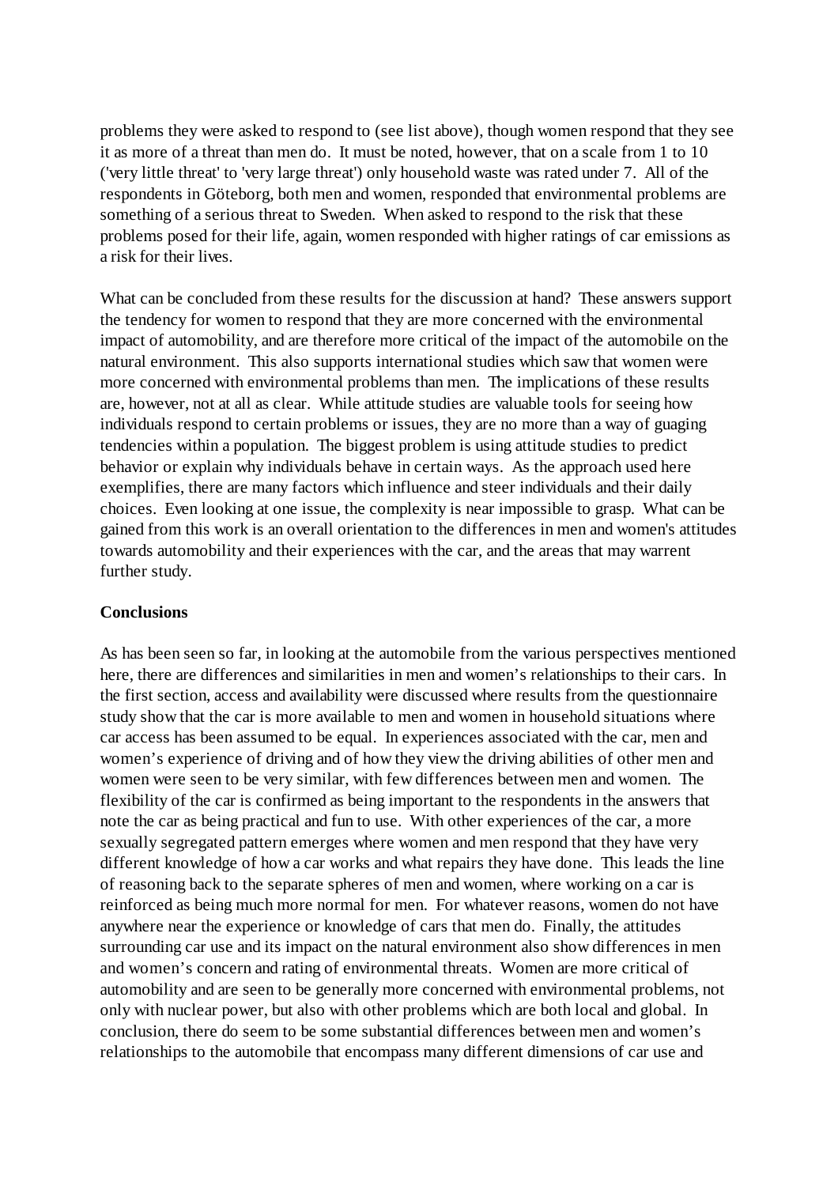problems they were asked to respond to (see list above), though women respond that they see it as more of a threat than men do. It must be noted, however, that on a scale from 1 to 10 ('very little threat' to 'very large threat') only household waste was rated under 7. All of the respondents in Göteborg, both men and women, responded that environmental problems are something of a serious threat to Sweden. When asked to respond to the risk that these problems posed for their life, again, women responded with higher ratings of car emissions as a risk for their lives.

What can be concluded from these results for the discussion at hand? These answers support the tendency for women to respond that they are more concerned with the environmental impact of automobility, and are therefore more critical of the impact of the automobile on the natural environment. This also supports international studies which saw that women were more concerned with environmental problems than men. The implications of these results are, however, not at all as clear. While attitude studies are valuable tools for seeing how individuals respond to certain problems or issues, they are no more than a way of guaging tendencies within a population. The biggest problem is using attitude studies to predict behavior or explain why individuals behave in certain ways. As the approach used here exemplifies, there are many factors which influence and steer individuals and their daily choices. Even looking at one issue, the complexity is near impossible to grasp. What can be gained from this work is an overall orientation to the differences in men and women's attitudes towards automobility and their experiences with the car, and the areas that may warrent further study.

**Conclusions**

As has been seen so far, in looking at the automobile from the various perspectives mentioned here, there are differences and similarities in men and women's relationships to their cars. In the first section, access and availability were discussed where results from the questionnaire study show that the car is more available to men and women in household situations where car access has been assumed to be equal. In experiences associated with the car, men and women's experience of driving and of how they view the driving abilities of other men and women were seen to be very similar, with few differences between men and women. The flexibility of the car is confirmed as being important to the respondents in the answers that note the car as being practical and fun to use. With other experiences of the car, a more sexually segregated pattern emerges where women and men respond that they have very different knowledge of how a car works and what repairs they have done. This leads the line of reasoning back to the separate spheres of men and women, where working on a car is reinforced as being much more normal for men. For whatever reasons, women do not have anywhere near the experience or knowledge of cars that men do. Finally, the attitudes surrounding car use and its impact on the natural environment also show differences in men and women's concern and rating of environmental threats. Women are more critical of automobility and are seen to be generally more concerned with environmental problems, not only with nuclear power, but also with other problems which are both local and global. In conclusion, there do seem to be some substantial differences between men and women's relationships to the automobile that encompass many different dimensions of car use and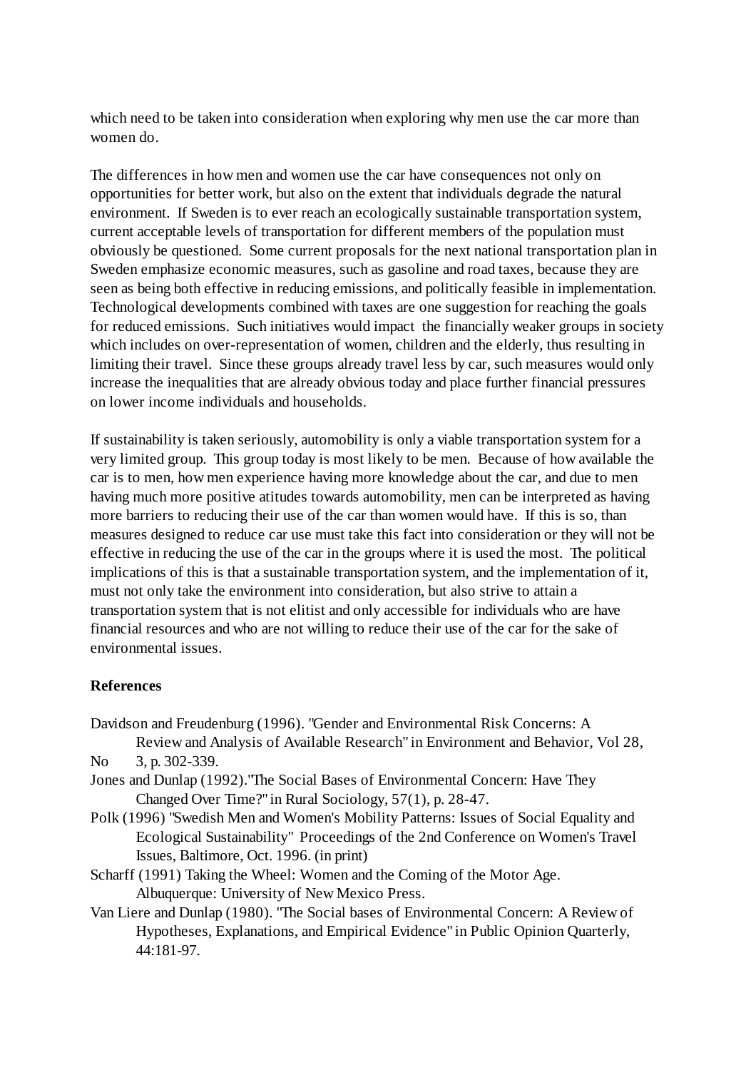which need to be taken into consideration when exploring why men use the car more than women do.

The differences in how men and women use the car have consequences not only on opportunities for better work, but also on the extent that individuals degrade the natural environment. If Sweden is to ever reach an ecologically sustainable transportation system, current acceptable levels of transportation for different members of the population must obviously be questioned. Some current proposals for the next national transportation plan in Sweden emphasize economic measures, such as gasoline and road taxes, because they are seen as being both effective in reducing emissions, and politically feasible in implementation. Technological developments combined with taxes are one suggestion for reaching the goals for reduced emissions. Such initiatives would impact the financially weaker groups in society which includes on over-representation of women, children and the elderly, thus resulting in limiting their travel. Since these groups already travel less by car, such measures would only increase the inequalities that are already obvious today and place further financial pressures on lower income individuals and households.

If sustainability is taken seriously, automobility is only a viable transportation system for a very limited group. This group today is most likely to be men. Because of how available the car is to men, how men experience having more knowledge about the car, and due to men having much more positive atitudes towards automobility, men can be interpreted as having more barriers to reducing their use of the car than women would have. If this is so, than measures designed to reduce car use must take this fact into consideration or they will not be effective in reducing the use of the car in the groups where it is used the most. The political implications of this is that a sustainable transportation system, and the implementation of it, must not only take the environment into consideration, but also strive to attain a transportation system that is not elitist and only accessible for individuals who are have financial resources and who are not willing to reduce their use of the car for the sake of environmental issues.

**References**

Davidson and Freudenburg (1996). "Gender and Environmental Risk Concerns: A Review and Analysis of Available Research" in Environment and Behavior, Vol 28, No 3, p. 302-339.

Jones and Dunlap (1992)."The Social Bases of Environmental Concern: Have They Changed Over Time?" in Rural Sociology, 57(1), p. 28-47.

Polk (1996) "Swedish Men and Women's Mobility Patterns: Issues of Social Equality and Ecological Sustainability" Proceedings of the 2nd Conference on Women's Travel Issues, Baltimore, Oct. 1996. (in print)

Scharff (1991) Taking the Wheel: Women and the Coming of the Motor Age. Albuquerque: University of New Mexico Press.

Van Liere and Dunlap (1980). "The Social bases of Environmental Concern: A Review of Hypotheses, Explanations, and Empirical Evidence" in Public Opinion Quarterly, 44:181-97.